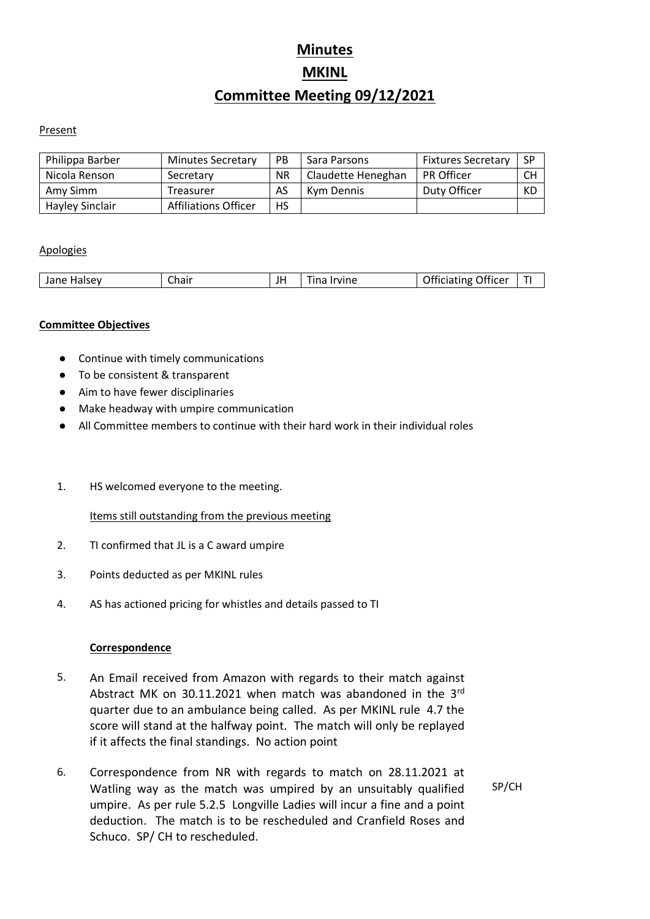# Minutes

# MKINL

# Committee Meeting 09/12/2021

Present

| Philippa Barber | Minutes Secretary | PB | Sara Parsons | Fixtures Secretary | SP |
|---|---|---|---|---|---|
| Nicola Renson | Secretary | NR | Claudette Heneghan | PR Officer | CH |
| Amy Simm | Treasurer | AS | Kym Dennis | Duty Officer | KD |
| Hayley Sinclair | Affiliations Officer | HS | | | |

Apologies

| Jane Halsey | Chair | JH | Tina Irvine | Officiating Officer | TI |
|---|---|---|---|---|---|

**Committee Objectives**

- Continue with timely communications
- To be consistent & transparent
- Aim to have fewer disciplinaries
- Make headway with umpire communication
- All Committee members to continue with their hard work in their individual roles

1. HS welcomed everyone to the meeting.

   Items still outstanding from the previous meeting

2. TI confirmed that JL is a C award umpire

3. Points deducted as per MKINL rules

4. AS has actioned pricing for whistles and details passed to TI

   **Correspondence**

5. An Email received from Amazon with regards to their match against Abstract MK on 30.11.2021 when match was abandoned in the 3rd quarter due to an ambulance being called. As per MKINL rule 4.7 the score will stand at the halfway point. The match will only be replayed if it affects the final standings. No action point

6. Correspondence from NR with regards to match on 28.11.2021 at Watling way as the match was umpired by an unsuitably qualified umpire. As per rule 5.2.5 Longville Ladies will incur a fine and a point deduction. The match is to be rescheduled and Cranfield Roses and Schuco. SP/ CH to rescheduled. SP/CH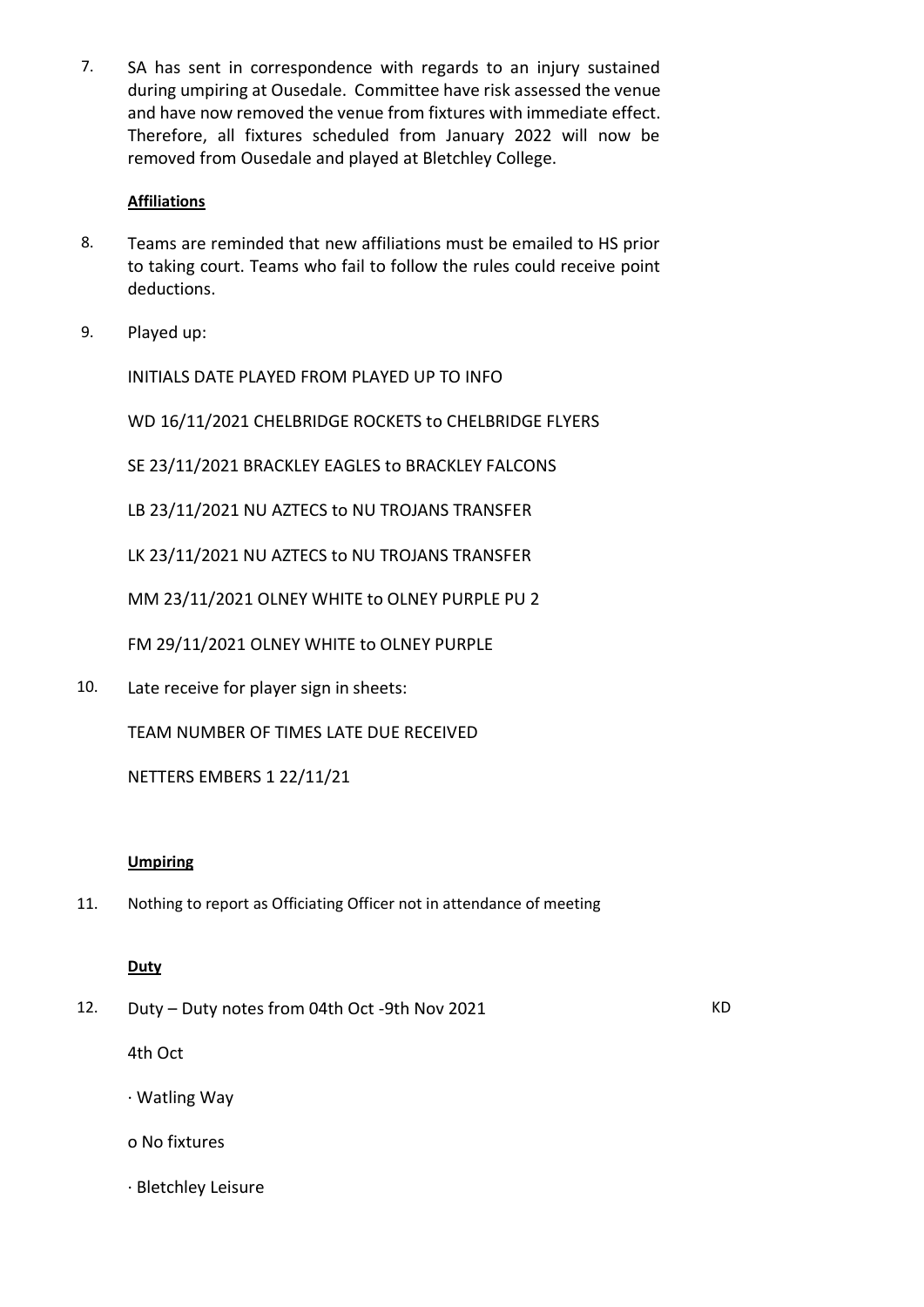7. SA has sent in correspondence with regards to an injury sustained during umpiring at Ousedale. Committee have risk assessed the venue and have now removed the venue from fixtures with immediate effect. Therefore, all fixtures scheduled from January 2022 will now be removed from Ousedale and played at Bletchley College.

**Affiliations**

8. Teams are reminded that new affiliations must be emailed to HS prior to taking court. Teams who fail to follow the rules could receive point deductions.

9. Played up:

   INITIALS DATE PLAYED FROM PLAYED UP TO INFO

   WD 16/11/2021 CHELBRIDGE ROCKETS to CHELBRIDGE FLYERS

   SE 23/11/2021 BRACKLEY EAGLES to BRACKLEY FALCONS

   LB 23/11/2021 NU AZTECS to NU TROJANS TRANSFER

   LK 23/11/2021 NU AZTECS to NU TROJANS TRANSFER

   MM 23/11/2021 OLNEY WHITE to OLNEY PURPLE PU 2

   FM 29/11/2021 OLNEY WHITE to OLNEY PURPLE

10. Late receive for player sign in sheets:

    TEAM NUMBER OF TIMES LATE DUE RECEIVED

    NETTERS EMBERS 1 22/11/21

**Umpiring**

11. Nothing to report as Officiating Officer not in attendance of meeting

**Duty**

12. Duty – Duty notes from 04th Oct -9th Nov 2021 KD

    4th Oct

    · Watling Way

    o No fixtures

    · Bletchley Leisure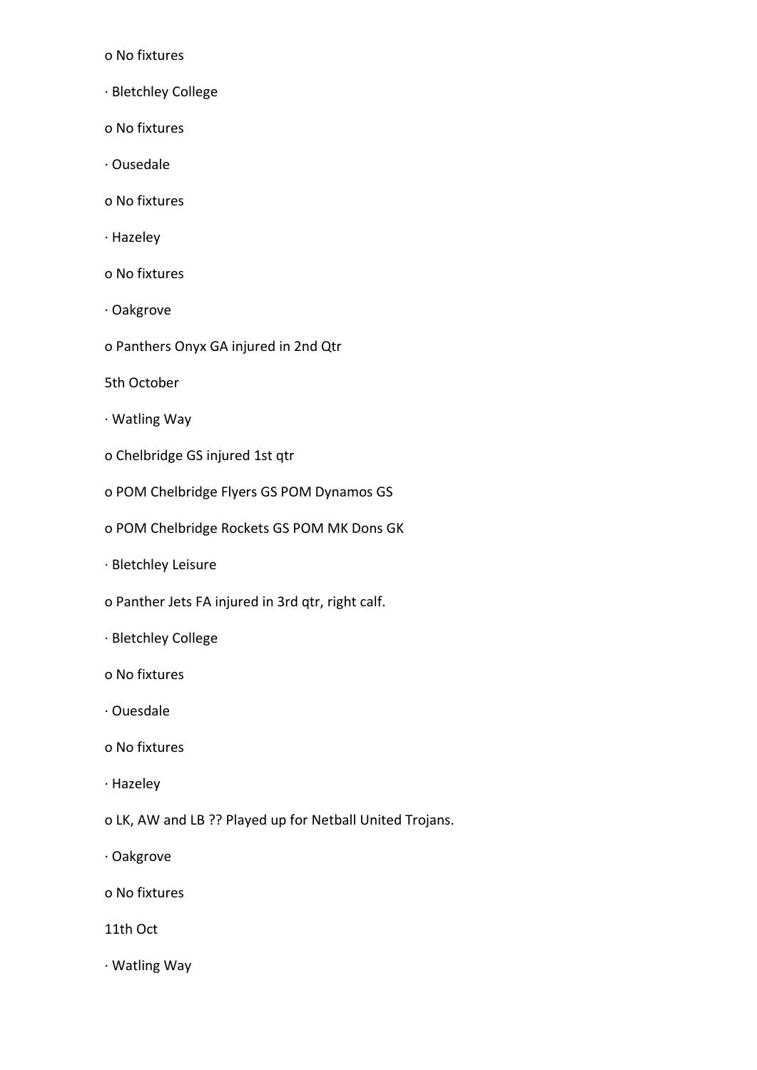- No fixtures
- Bletchley College
  - No fixtures
- Ousedale
  - No fixtures
- Hazeley
  - No fixtures
- Oakgrove
  - Panthers Onyx GA injured in 2nd Qtr

5th October

- Watling Way
  - Chelbridge GS injured 1st qtr
  - POM Chelbridge Flyers GS POM Dynamos GS
  - POM Chelbridge Rockets GS POM MK Dons GK
- Bletchley Leisure
  - Panther Jets FA injured in 3rd qtr, right calf.
- Bletchley College
  - No fixtures
- Ouesdale
  - No fixtures
- Hazeley
  - LK, AW and LB ?? Played up for Netball United Trojans.
- Oakgrove
  - No fixtures

11th Oct

- Watling Way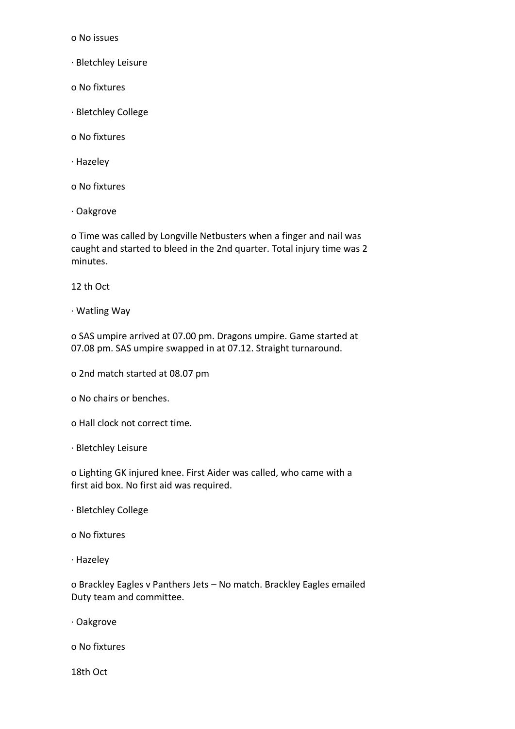o No issues

· Bletchley Leisure

o No fixtures

· Bletchley College

o No fixtures

· Hazeley

o No fixtures

· Oakgrove

o Time was called by Longville Netbusters when a finger and nail was caught and started to bleed in the 2nd quarter. Total injury time was 2 minutes.

12 th Oct

· Watling Way

o SAS umpire arrived at 07.00 pm. Dragons umpire. Game started at 07.08 pm. SAS umpire swapped in at 07.12. Straight turnaround.

o 2nd match started at 08.07 pm

o No chairs or benches.

o Hall clock not correct time.

· Bletchley Leisure

o Lighting GK injured knee. First Aider was called, who came with a first aid box. No first aid was required.

· Bletchley College

o No fixtures

· Hazeley

o Brackley Eagles v Panthers Jets – No match. Brackley Eagles emailed Duty team and committee.

· Oakgrove

o No fixtures

18th Oct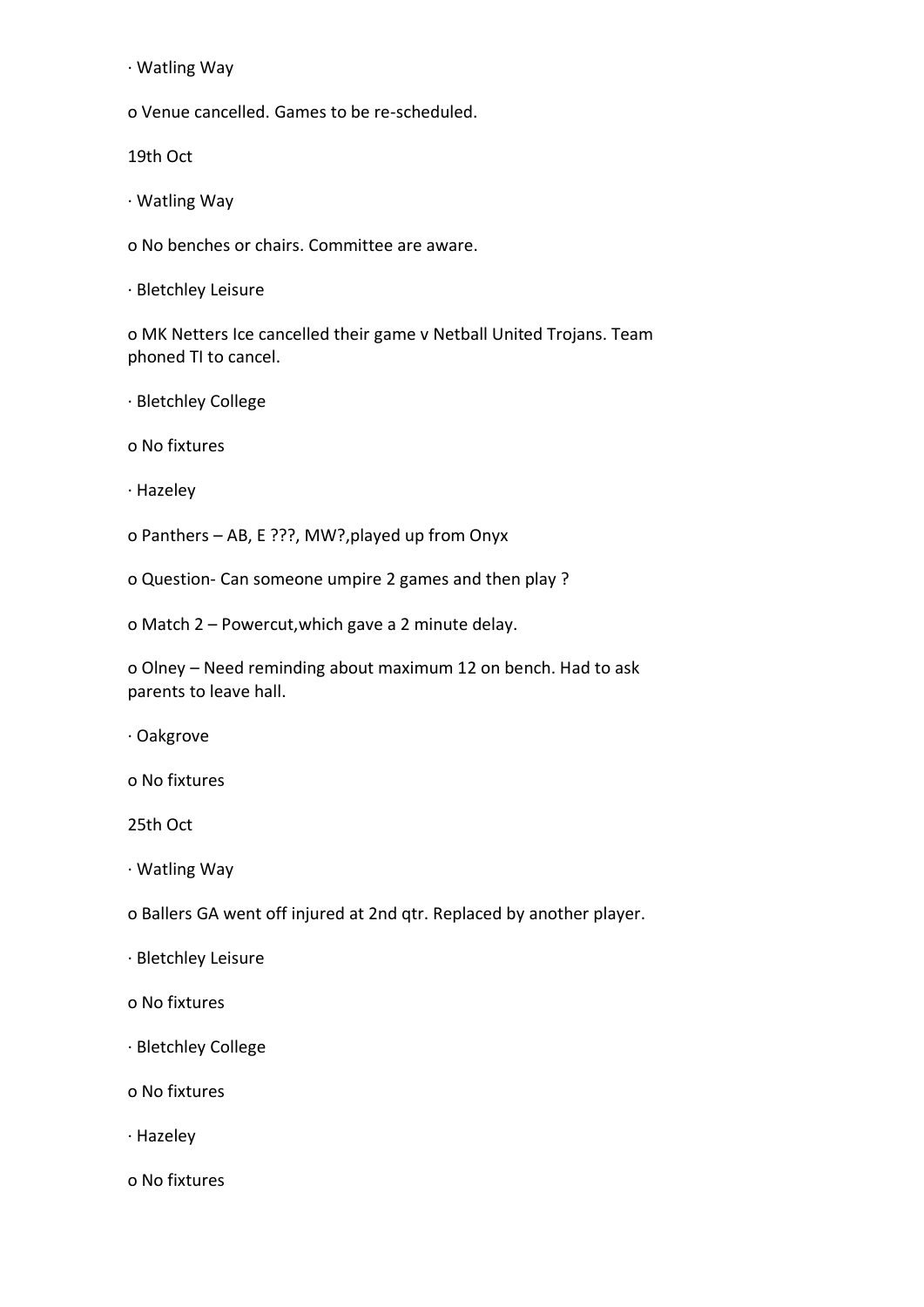- Watling Way
  - Venue cancelled. Games to be re-scheduled.

19th Oct

- Watling Way
  - No benches or chairs. Committee are aware.
- Bletchley Leisure
  - MK Netters Ice cancelled their game v Netball United Trojans. Team phoned TI to cancel.
- Bletchley College
  - No fixtures
- Hazeley
  - Panthers – AB, E ???, MW?,played up from Onyx
  - Question- Can someone umpire 2 games and then play ?
  - Match 2 – Powercut,which gave a 2 minute delay.
  - Olney – Need reminding about maximum 12 on bench. Had to ask parents to leave hall.
- Oakgrove
  - No fixtures

25th Oct

- Watling Way
  - Ballers GA went off injured at 2nd qtr. Replaced by another player.
- Bletchley Leisure
  - No fixtures
- Bletchley College
  - No fixtures
- Hazeley
  - No fixtures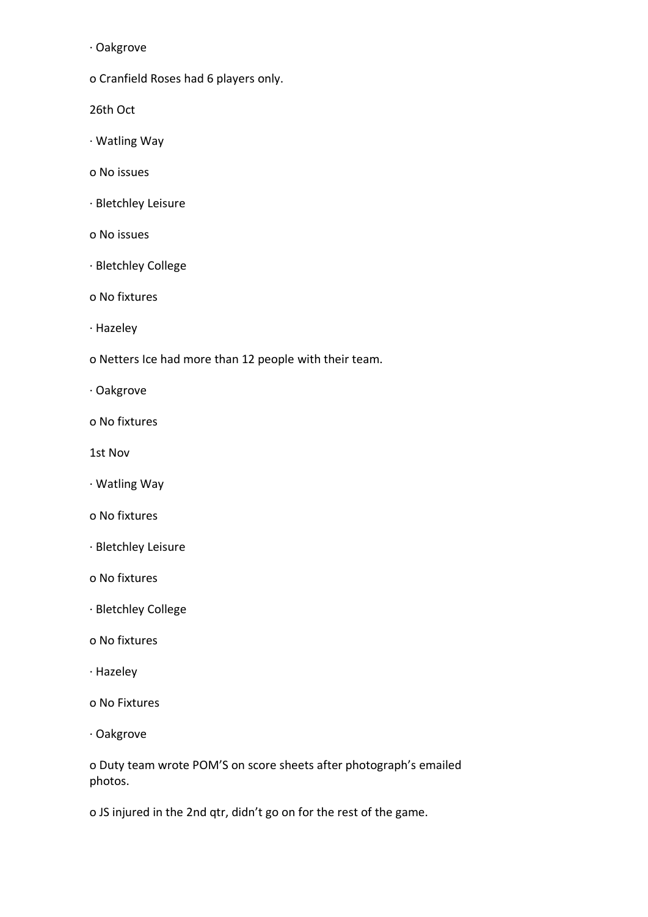- Oakgrove
  - Cranfield Roses had 6 players only.

26th Oct

- Watling Way
  - No issues
- Bletchley Leisure
  - No issues
- Bletchley College
  - No fixtures
- Hazeley
  - Netters Ice had more than 12 people with their team.
- Oakgrove
  - No fixtures

1st Nov

- Watling Way
  - No fixtures
- Bletchley Leisure
  - No fixtures
- Bletchley College
  - No fixtures
- Hazeley
  - No Fixtures
- Oakgrove
  - Duty team wrote POM'S on score sheets after photograph's emailed photos.
  - JS injured in the 2nd qtr, didn't go on for the rest of the game.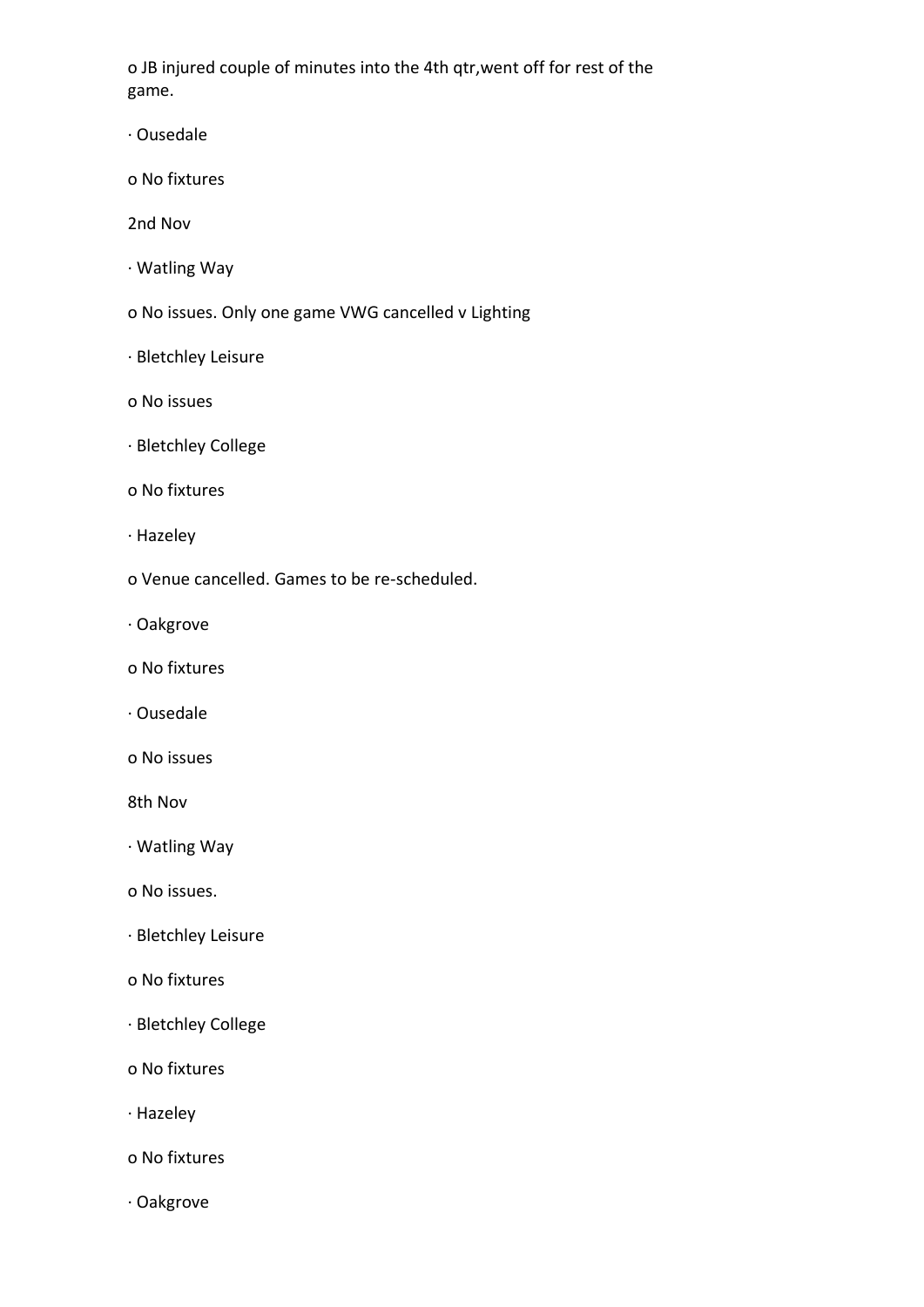- JB injured couple of minutes into the 4th qtr,went off for rest of the game.

- Ousedale
  - No fixtures

2nd Nov

- Watling Way
  - No issues. Only one game VWG cancelled v Lighting
- Bletchley Leisure
  - No issues
- Bletchley College
  - No fixtures
- Hazeley
  - Venue cancelled. Games to be re-scheduled.
- Oakgrove
  - No fixtures
- Ousedale
  - No issues

8th Nov

- Watling Way
  - No issues.
- Bletchley Leisure
  - No fixtures
- Bletchley College
  - No fixtures
- Hazeley
  - No fixtures
- Oakgrove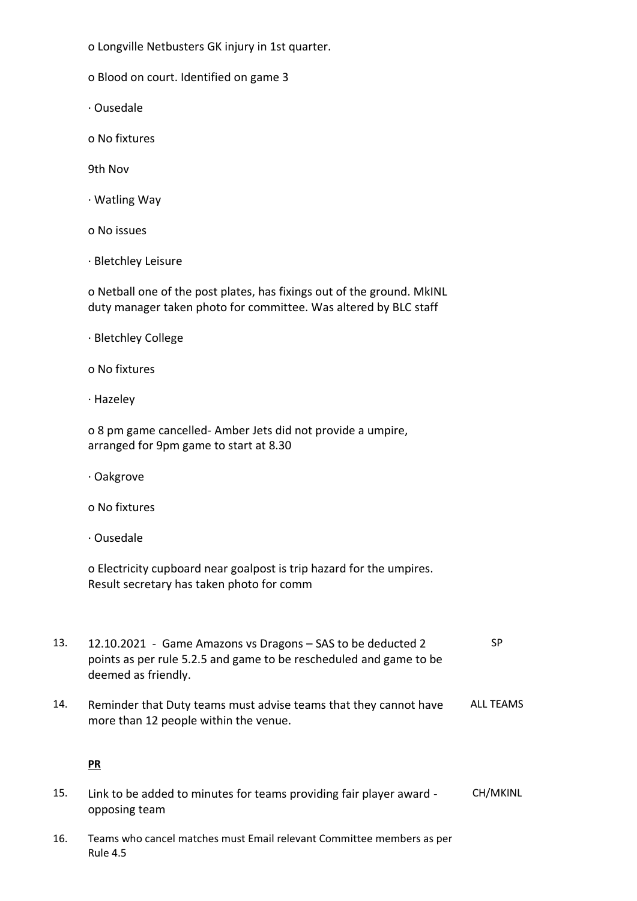o Longville Netbusters GK injury in 1st quarter.

o Blood on court. Identified on game 3

· Ousedale

o No fixtures

9th Nov

· Watling Way

o No issues

· Bletchley Leisure

o Netball one of the post plates, has fixings out of the ground. MkINL duty manager taken photo for committee. Was altered by BLC staff

· Bletchley College

o No fixtures

· Hazeley

o 8 pm game cancelled- Amber Jets did not provide a umpire, arranged for 9pm game to start at 8.30

· Oakgrove

o No fixtures

· Ousedale

o Electricity cupboard near goalpost is trip hazard for the umpires. Result secretary has taken photo for comm

| | | |
|---|---|---|
| 13. | 12.10.2021 - Game Amazons vs Dragons – SAS to be deducted 2 points as per rule 5.2.5 and game to be rescheduled and game to be deemed as friendly. | SP |
| 14. | Reminder that Duty teams must advise teams that they cannot have more than 12 people within the venue. | ALL TEAMS |

**PR**

| | | |
|---|---|---|
| 15. | Link to be added to minutes for teams providing fair player award - opposing team | CH/MKINL |
| 16. | Teams who cancel matches must Email relevant Committee members as per Rule 4.5 | |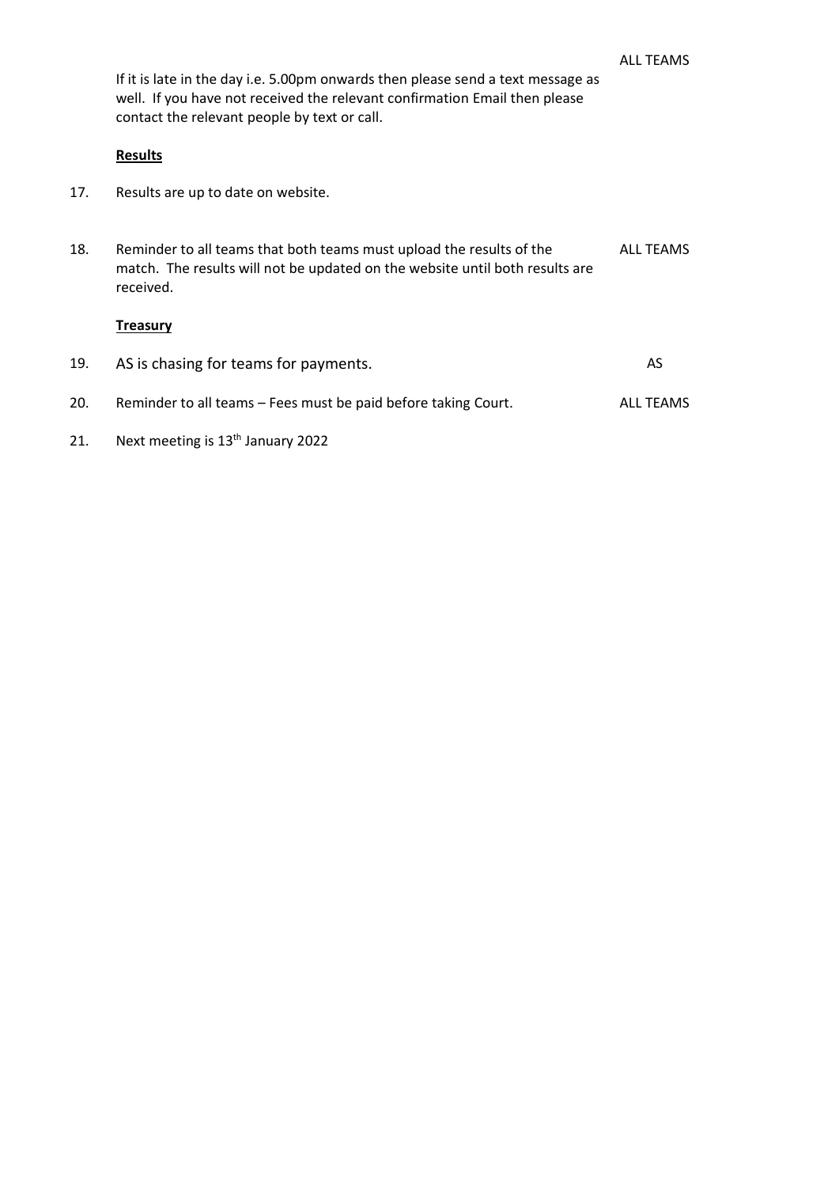If it is late in the day i.e. 5.00pm onwards then please send a text message as well. If you have not received the relevant confirmation Email then please contact the relevant people by text or call. — ALL TEAMS

**Results**

17. Results are up to date on website.

18. Reminder to all teams that both teams must upload the results of the match. The results will not be updated on the website until both results are received. — ALL TEAMS

**Treasury**

19. AS is chasing for teams for payments. — AS

20. Reminder to all teams – Fees must be paid before taking Court. — ALL TEAMS

21. Next meeting is 13th January 2022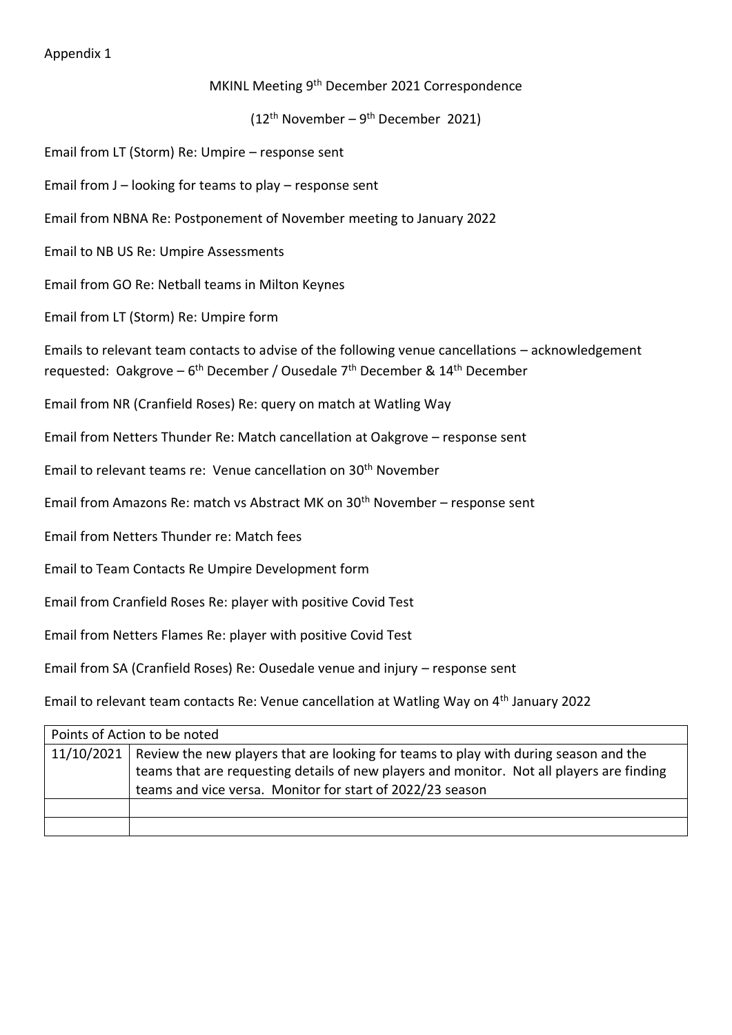Appendix 1

MKINL Meeting 9th December 2021 Correspondence

(12th November – 9th December 2021)

Email from LT (Storm) Re: Umpire – response sent

Email from J – looking for teams to play – response sent

Email from NBNA Re: Postponement of November meeting to January 2022

Email to NB US Re: Umpire Assessments

Email from GO Re: Netball teams in Milton Keynes

Email from LT (Storm) Re: Umpire form

Emails to relevant team contacts to advise of the following venue cancellations – acknowledgement requested: Oakgrove – 6th December / Ousedale 7th December & 14th December

Email from NR (Cranfield Roses) Re: query on match at Watling Way

Email from Netters Thunder Re: Match cancellation at Oakgrove – response sent

Email to relevant teams re: Venue cancellation on 30th November

Email from Amazons Re: match vs Abstract MK on 30th November – response sent

Email from Netters Thunder re: Match fees

Email to Team Contacts Re Umpire Development form

Email from Cranfield Roses Re: player with positive Covid Test

Email from Netters Flames Re: player with positive Covid Test

Email from SA (Cranfield Roses) Re: Ousedale venue and injury – response sent

Email to relevant team contacts Re: Venue cancellation at Watling Way on 4th January 2022

| Points of Action to be noted | |
|---|---|
| 11/10/2021 | Review the new players that are looking for teams to play with during season and the teams that are requesting details of new players and monitor. Not all players are finding teams and vice versa. Monitor for start of 2022/23 season |
| | |
| | |